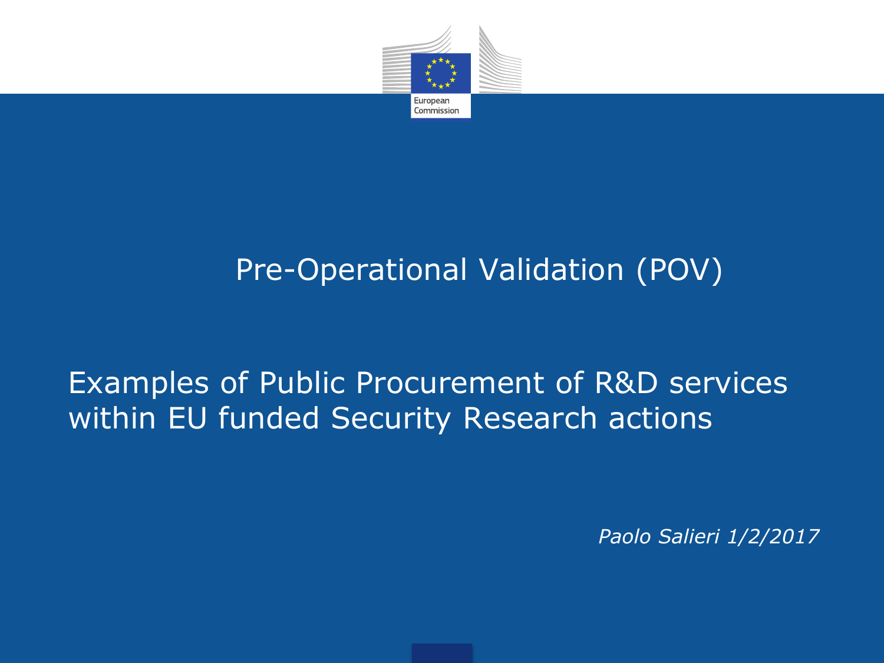European Commission

# Pre-Operational Validation (POV)

## Examples of Public Procurement of R&D services within EU funded Security Research actions

*Paolo Salieri 1/2/2017*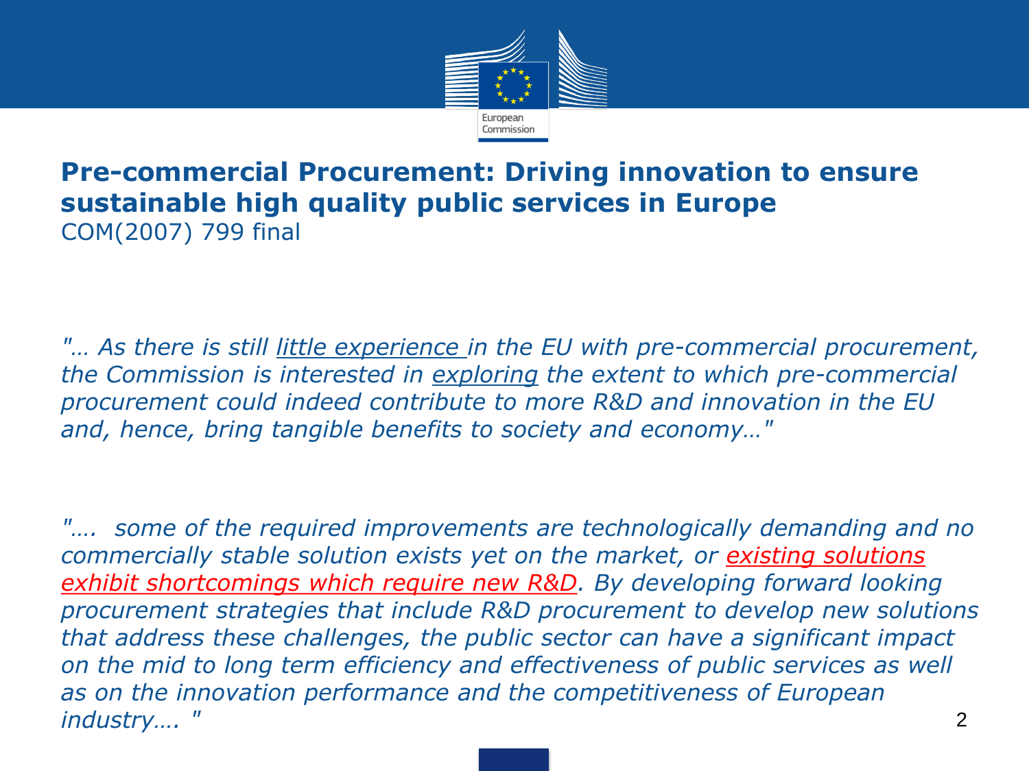## Pre-commercial Procurement: Driving innovation to ensure sustainable high quality public services in Europe

COM(2007) 799 final

*"… As there is still little experience in the EU with pre-commercial procurement, the Commission is interested in exploring the extent to which pre-commercial procurement could indeed contribute to more R&D and innovation in the EU and, hence, bring tangible benefits to society and economy…"*

*"…. some of the required improvements are technologically demanding and no commercially stable solution exists yet on the market, or existing solutions exhibit shortcomings which require new R&D. By developing forward looking procurement strategies that include R&D procurement to develop new solutions that address these challenges, the public sector can have a significant impact on the mid to long term efficiency and effectiveness of public services as well as on the innovation performance and the competitiveness of European industry…. "*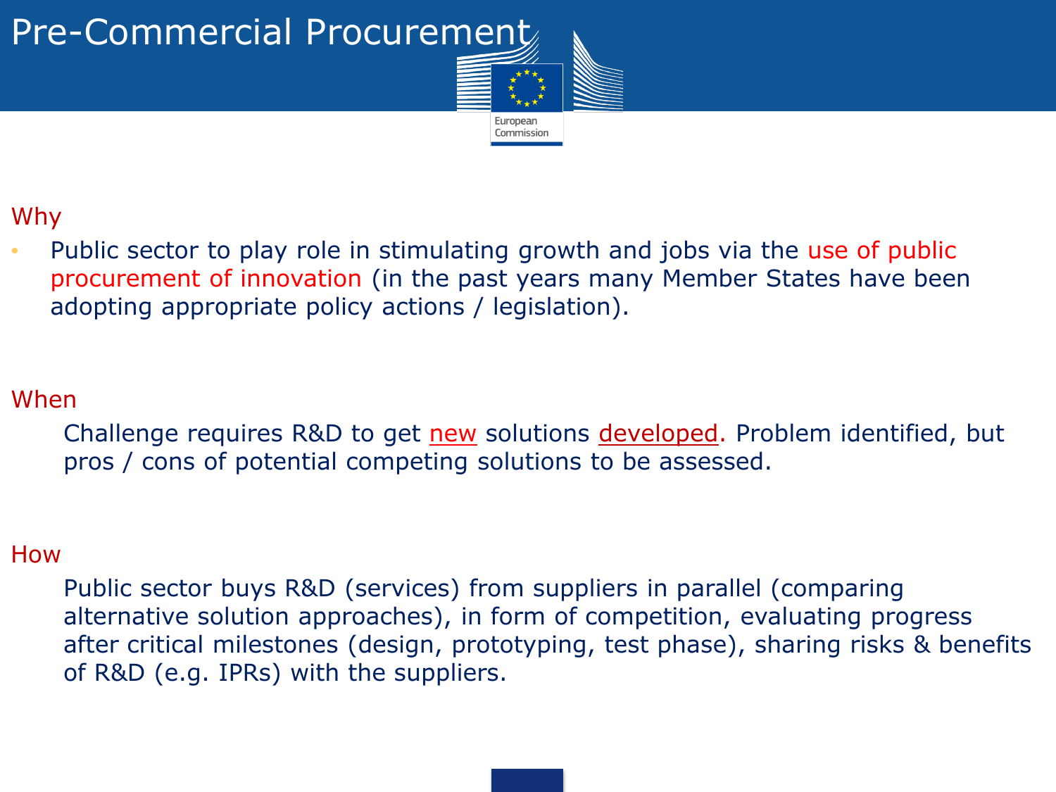# Pre-Commercial Procurement

## Why

- Public sector to play role in stimulating growth and jobs via the use of public procurement of innovation (in the past years many Member States have been adopting appropriate policy actions / legislation).

## When

Challenge requires R&D to get new solutions developed. Problem identified, but pros / cons of potential competing solutions to be assessed.

## How

Public sector buys R&D (services) from suppliers in parallel (comparing alternative solution approaches), in form of competition, evaluating progress after critical milestones (design, prototyping, test phase), sharing risks & benefits of R&D (e.g. IPRs) with the suppliers.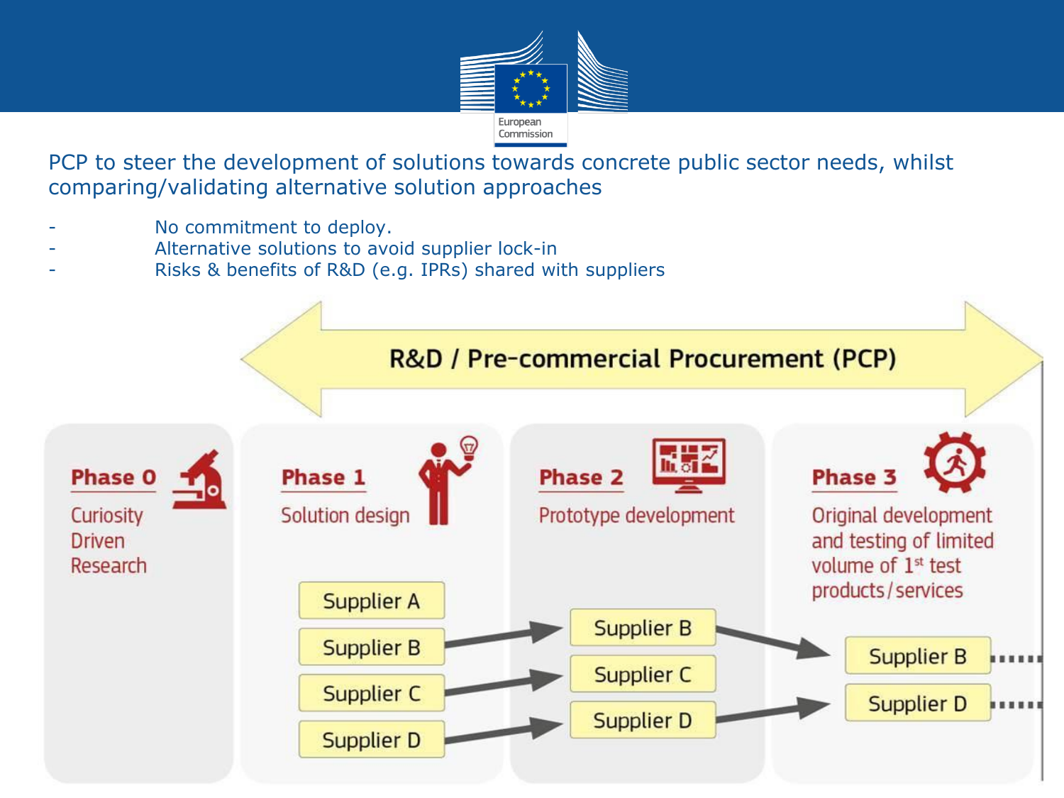PCP to steer the development of solutions towards concrete public sector needs, whilst comparing/validating alternative solution approaches

- No commitment to deploy.
- Alternative solutions to avoid supplier lock-in
- Risks & benefits of R&D (e.g. IPRs) shared with suppliers

**R&D / Pre-commercial Procurement (PCP)**

**Phase 0**
Curiosity Driven Research

**Phase 1**
Solution design

- Supplier A
- Supplier B
- Supplier C
- Supplier D

**Phase 2**
Prototype development

- Supplier B
- Supplier C
- Supplier D

**Phase 3**
Original development and testing of limited volume of 1st test products/services

- Supplier B
- Supplier D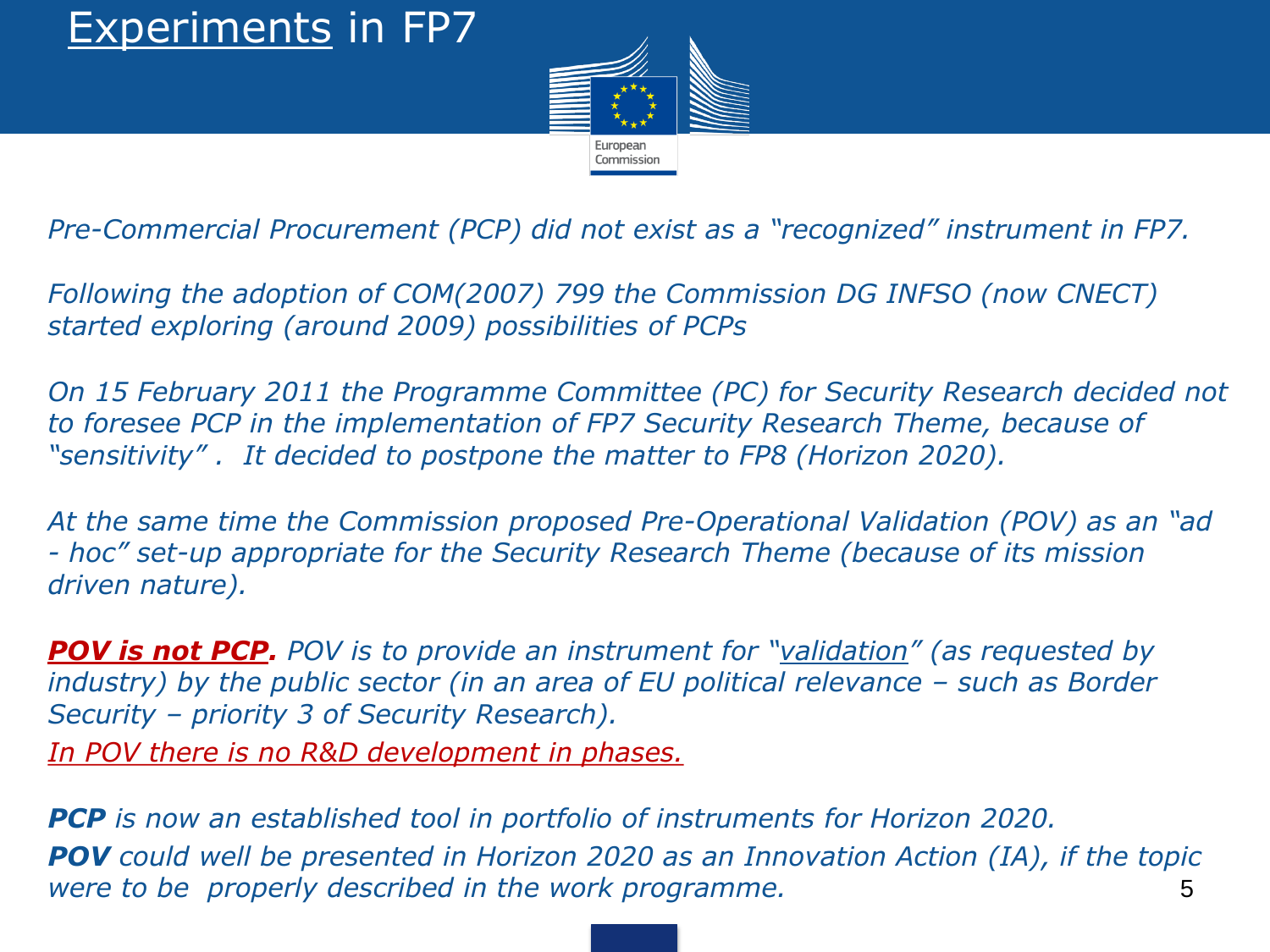# Experiments in FP7

*Pre-Commercial Procurement (PCP) did not exist as a "recognized" instrument in FP7.*

*Following the adoption of COM(2007) 799 the Commission DG INFSO (now CNECT) started exploring (around 2009) possibilities of PCPs*

*On 15 February 2011 the Programme Committee (PC) for Security Research decided not to foresee PCP in the implementation of FP7 Security Research Theme, because of "sensitivity" . It decided to postpone the matter to FP8 (Horizon 2020).*

*At the same time the Commission proposed Pre-Operational Validation (POV) as an "ad - hoc" set-up appropriate for the Security Research Theme (because of its mission driven nature).*

***POV is not PCP.** POV is to provide an instrument for "validation" (as requested by industry) by the public sector (in an area of EU political relevance – such as Border Security – priority 3 of Security Research).*

*In POV there is no R&D development in phases.*

***PCP** is now an established tool in portfolio of instruments for Horizon 2020.*

***POV** could well be presented in Horizon 2020 as an Innovation Action (IA), if the topic were to be properly described in the work programme.*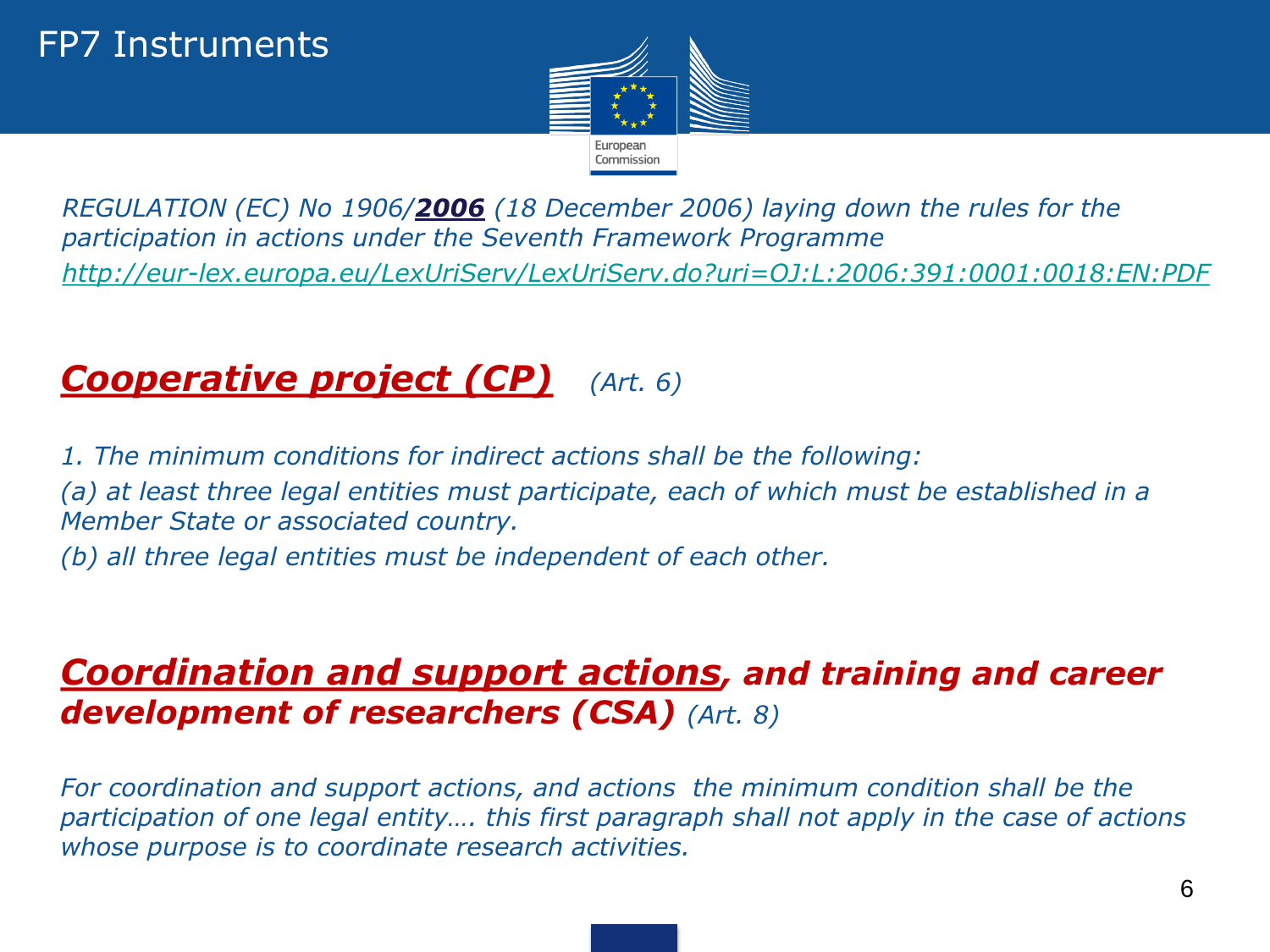# FP7 Instruments

*REGULATION (EC) No 1906/**2006** (18 December 2006) laying down the rules for the participation in actions under the Seventh Framework Programme*
*http://eur-lex.europa.eu/LexUriServ/LexUriServ.do?uri=OJ:L:2006:391:0001:0018:EN:PDF*

## ***Cooperative project (CP)*** *(Art. 6)*

*1. The minimum conditions for indirect actions shall be the following:*

*(a) at least three legal entities must participate, each of which must be established in a Member State or associated country.*

*(b) all three legal entities must be independent of each other.*

## ***Coordination and support actions, and training and career development of researchers (CSA)*** *(Art. 8)*

*For coordination and support actions, and actions the minimum condition shall be the participation of one legal entity…. this first paragraph shall not apply in the case of actions whose purpose is to coordinate research activities.*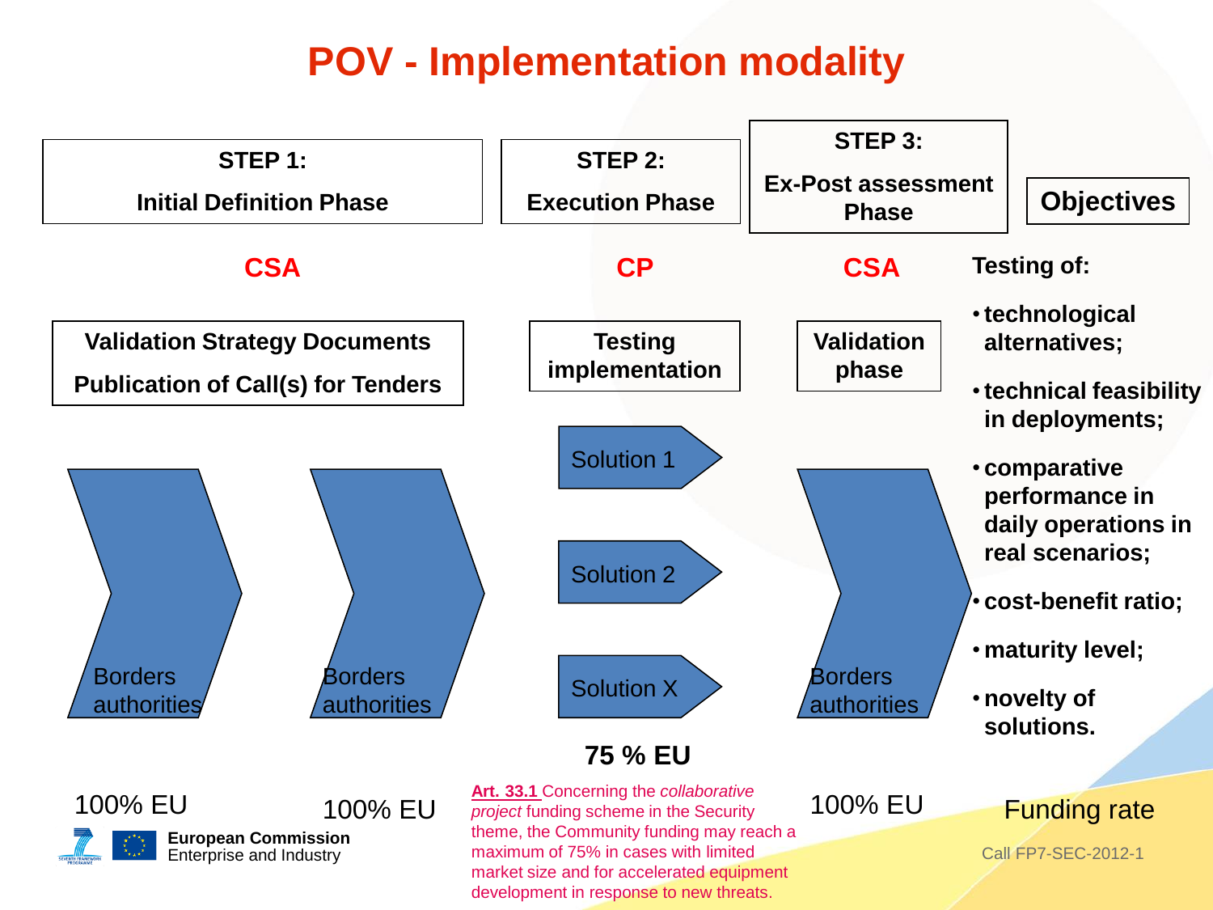# POV - Implementation modality

| STEP 1: Initial Definition Phase | | STEP 2: Execution Phase | STEP 3: Ex-Post assessment Phase | Objectives |
|---|---|---|---|---|
| CSA | | CP | CSA | Testing of: |
| Validation Strategy Documents<br>Publication of Call(s) for Tenders | | Testing implementation | Validation phase | |
| Borders authorities | Borders authorities | Solution 1<br>Solution 2<br>Solution X | Borders authorities | |
| 100% EU | 100% EU | 75 % EU | 100% EU | Funding rate |

Testing of:

- technological alternatives;
- technical feasibility in deployments;
- comparative performance in daily operations in real scenarios;
- cost-benefit ratio;
- maturity level;
- novelty of solutions.

**Art. 33.1** Concerning the *collaborative project* funding scheme in the Security theme, the Community funding may reach a maximum of 75% in cases with limited market size and for accelerated equipment development in response to new threats.

**European Commission**
Enterprise and Industry

Call FP7-SEC-2012-1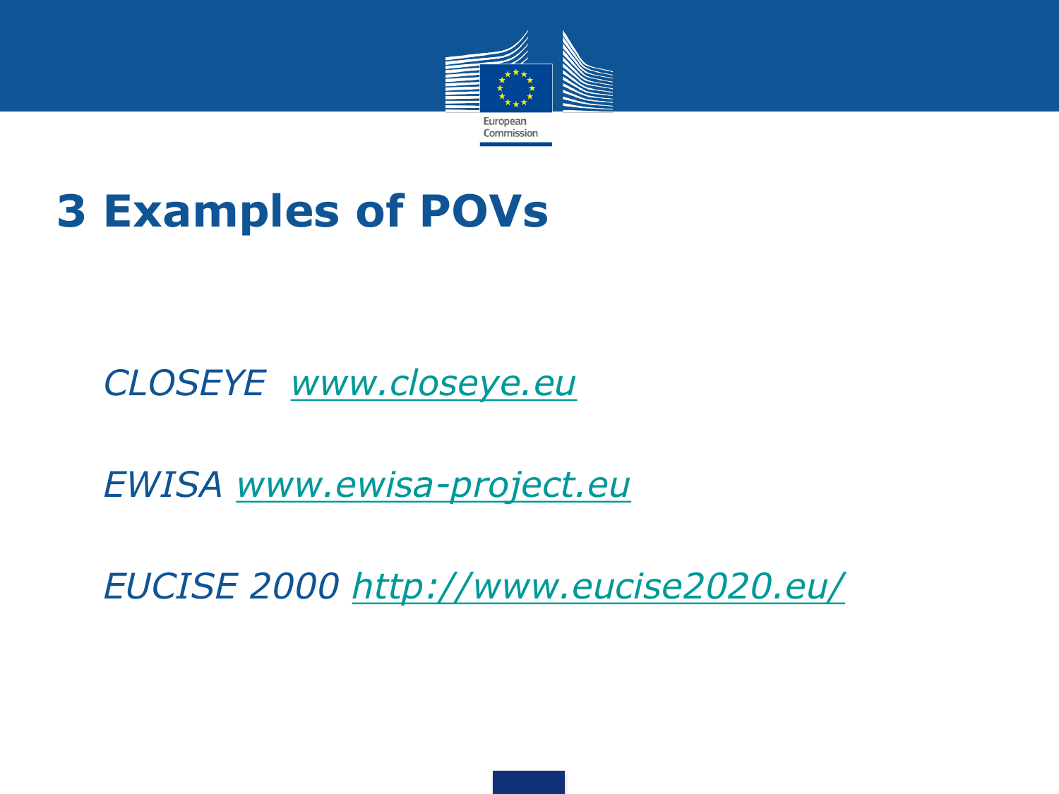# 3 Examples of POVs

*CLOSEYE* *[www.closeye.eu](www.closeye.eu)*

*EWISA* *[www.ewisa-project.eu](www.ewisa-project.eu)*

*EUCISE 2000* *[http://www.eucise2020.eu/](http://www.eucise2020.eu/)*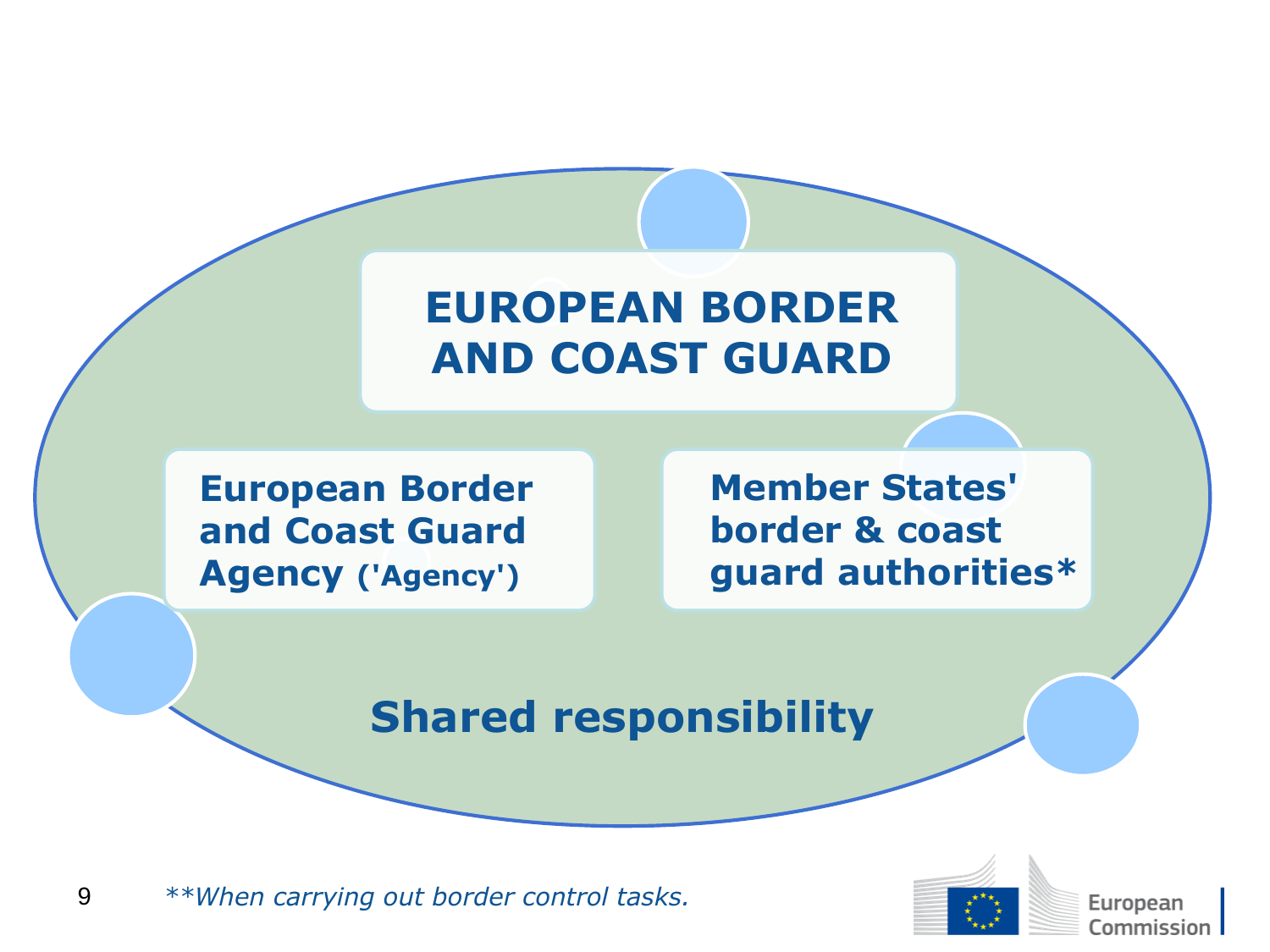# EUROPEAN BORDER AND COAST GUARD

**European Border and Coast Guard Agency** ('Agency')

**Member States' border & coast guard authorities***

**Shared responsibility**

*\*\*When carrying out border control tasks.*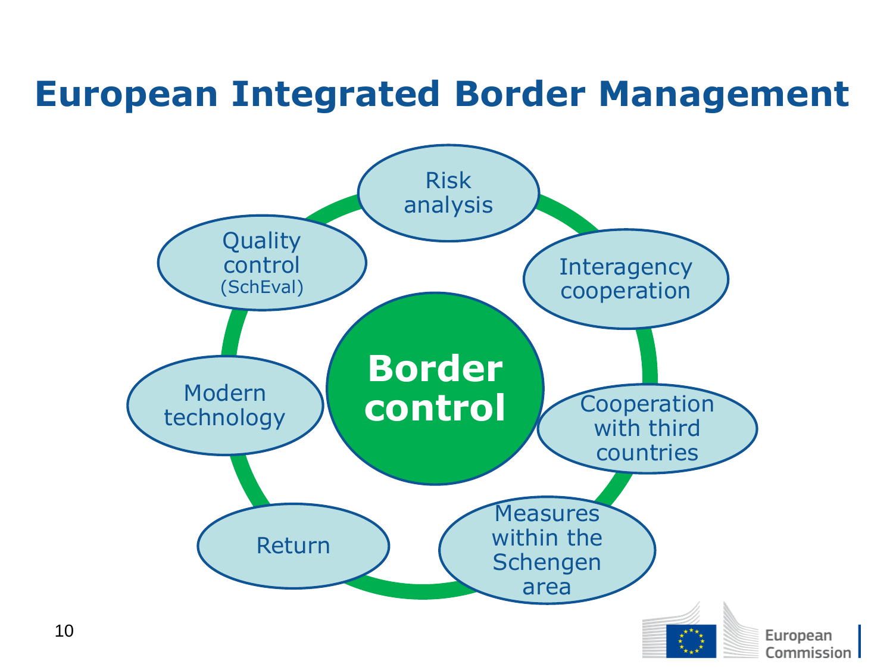# European Integrated Border Management

**Border control**

- Risk analysis
- Interagency cooperation
- Cooperation with third countries
- Measures within the Schengen area
- Return
- Modern technology
- Quality control (SchEval)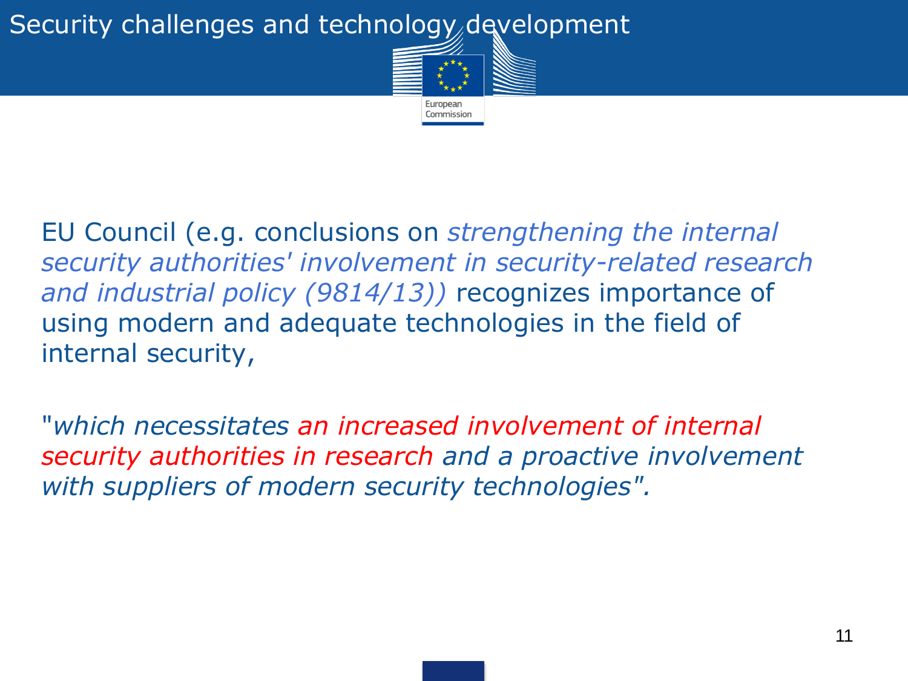# Security challenges and technology development

EU Council (e.g. conclusions on *strengthening the internal security authorities' involvement in security-related research and industrial policy (9814/13))* recognizes importance of using modern and adequate technologies in the field of internal security,

"*which necessitates an increased involvement of internal security authorities in research and a proactive involvement with suppliers of modern security technologies*".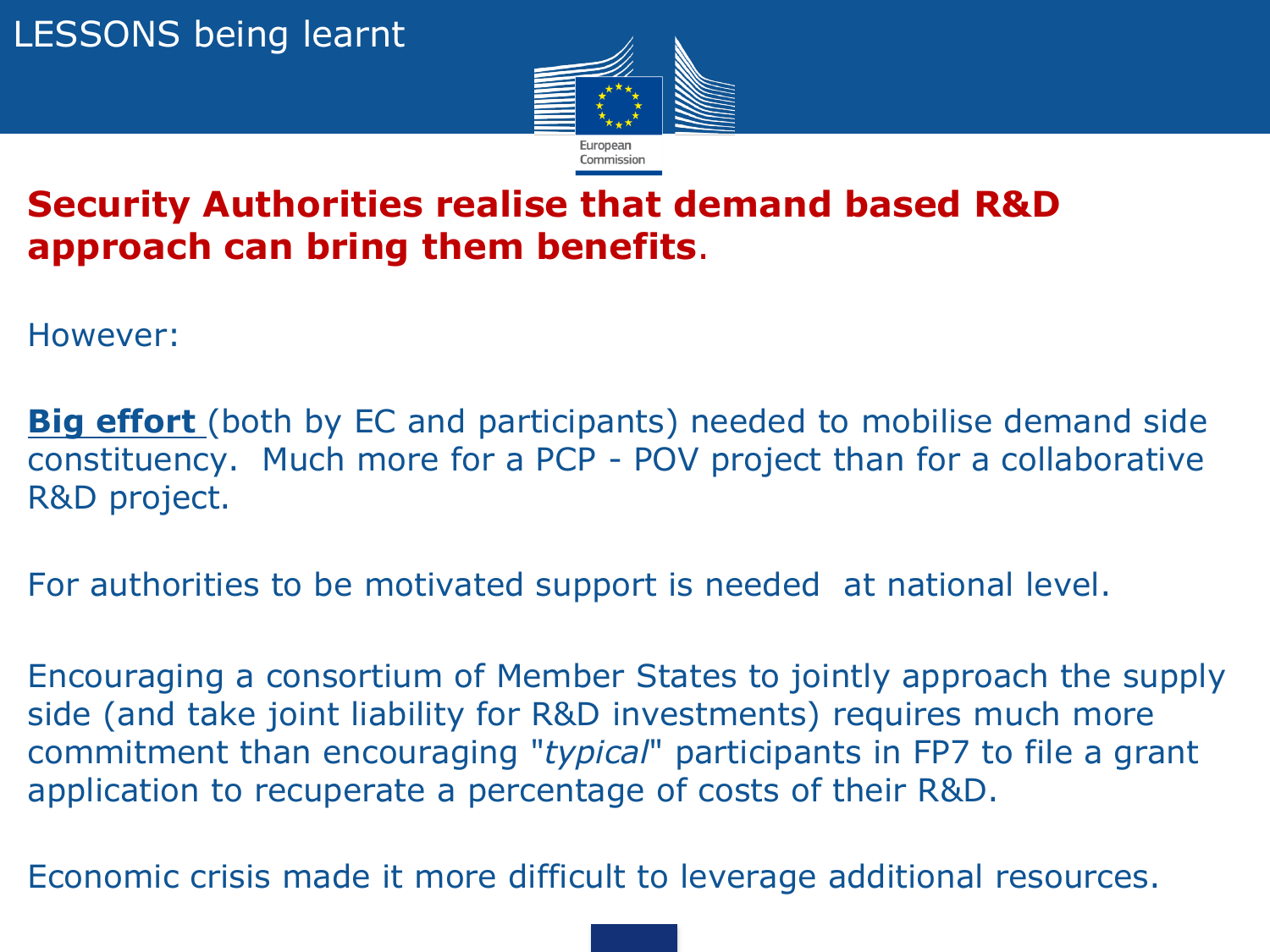# LESSONS being learnt

**Security Authorities realise that demand based R&D approach can bring them benefits**.

However:

**Big effort** (both by EC and participants) needed to mobilise demand side constituency. Much more for a PCP - POV project than for a collaborative R&D project.

For authorities to be motivated support is needed at national level.

Encouraging a consortium of Member States to jointly approach the supply side (and take joint liability for R&D investments) requires much more commitment than encouraging "*typical*" participants in FP7 to file a grant application to recuperate a percentage of costs of their R&D.

Economic crisis made it more difficult to leverage additional resources.